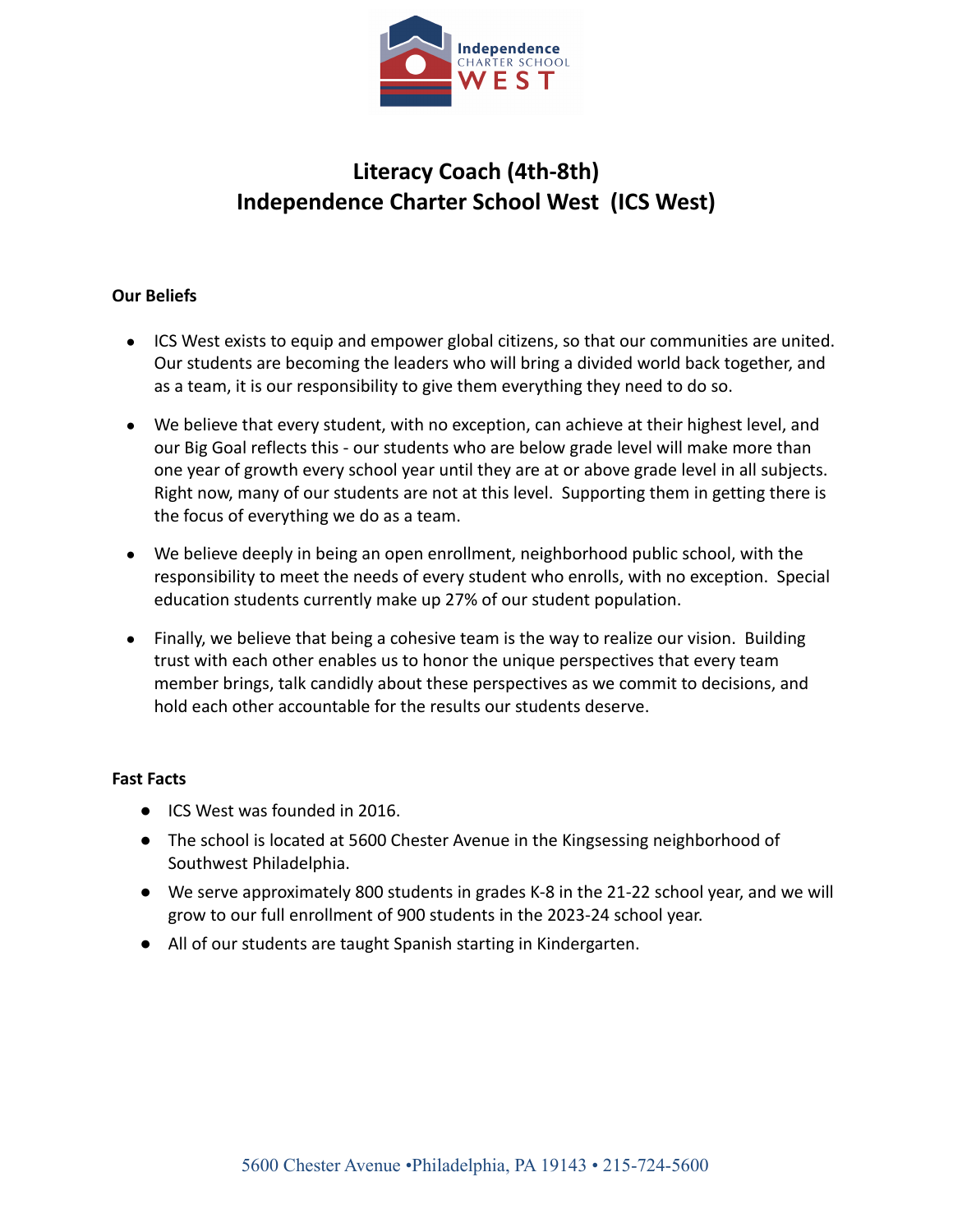# Literacy Coach (4th-8th)
# Independence Charter School West (ICS West)

### Our Beliefs

- ICS West exists to equip and empower global citizens, so that our communities are united. Our students are becoming the leaders who will bring a divided world back together, and as a team, it is our responsibility to give them everything they need to do so.
- We believe that every student, with no exception, can achieve at their highest level, and our Big Goal reflects this - our students who are below grade level will make more than one year of growth every school year until they are at or above grade level in all subjects. Right now, many of our students are not at this level. Supporting them in getting there is the focus of everything we do as a team.
- We believe deeply in being an open enrollment, neighborhood public school, with the responsibility to meet the needs of every student who enrolls, with no exception. Special education students currently make up 27% of our student population.
- Finally, we believe that being a cohesive team is the way to realize our vision. Building trust with each other enables us to honor the unique perspectives that every team member brings, talk candidly about these perspectives as we commit to decisions, and hold each other accountable for the results our students deserve.

### Fast Facts

- ICS West was founded in 2016.
- The school is located at 5600 Chester Avenue in the Kingsessing neighborhood of Southwest Philadelphia.
- We serve approximately 800 students in grades K-8 in the 21-22 school year, and we will grow to our full enrollment of 900 students in the 2023-24 school year.
- All of our students are taught Spanish starting in Kindergarten.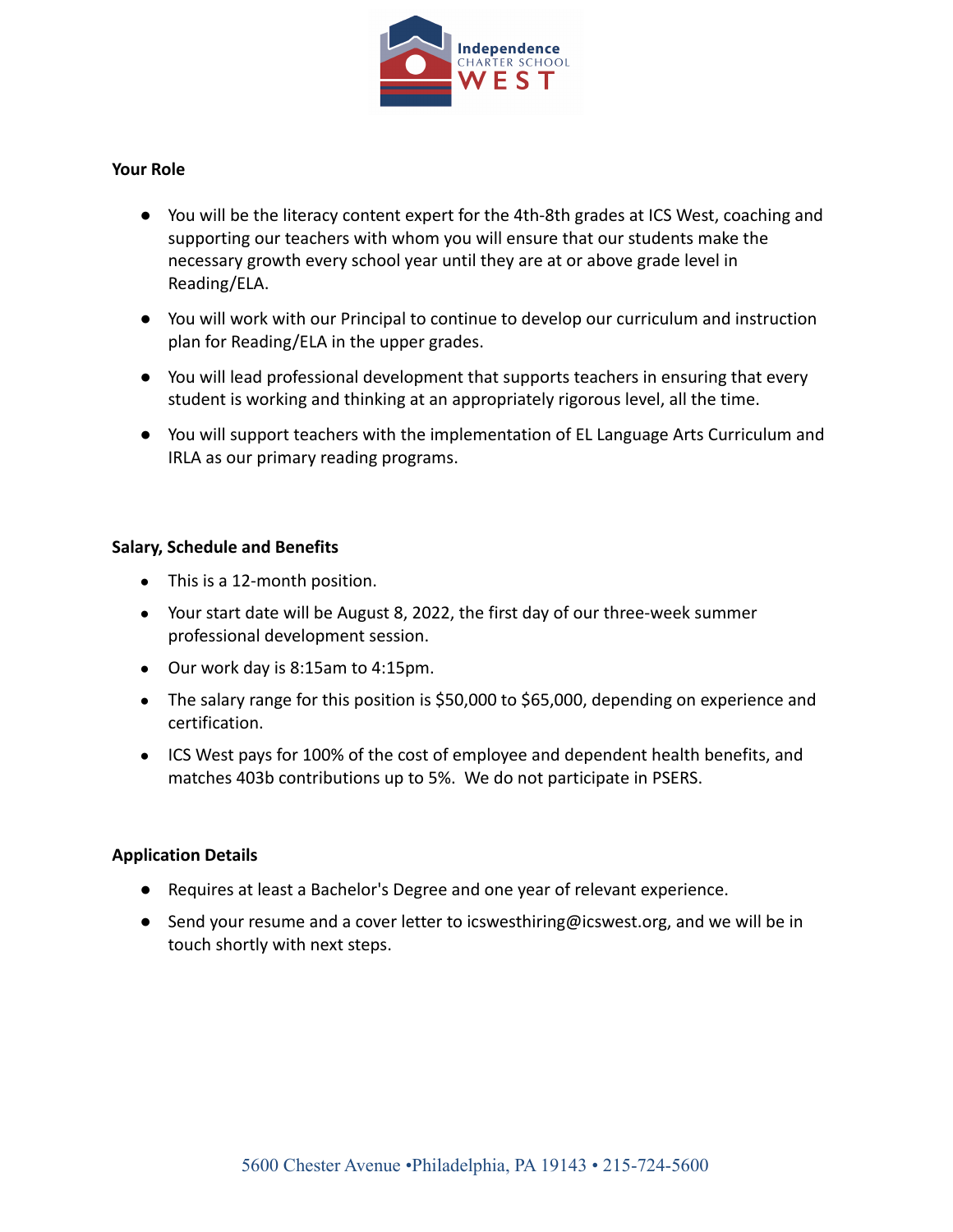**Your Role**

- You will be the literacy content expert for the 4th-8th grades at ICS West, coaching and supporting our teachers with whom you will ensure that our students make the necessary growth every school year until they are at or above grade level in Reading/ELA.
- You will work with our Principal to continue to develop our curriculum and instruction plan for Reading/ELA in the upper grades.
- You will lead professional development that supports teachers in ensuring that every student is working and thinking at an appropriately rigorous level, all the time.
- You will support teachers with the implementation of EL Language Arts Curriculum and IRLA as our primary reading programs.

**Salary, Schedule and Benefits**

- This is a 12-month position.
- Your start date will be August 8, 2022, the first day of our three-week summer professional development session.
- Our work day is 8:15am to 4:15pm.
- The salary range for this position is $50,000 to $65,000, depending on experience and certification.
- ICS West pays for 100% of the cost of employee and dependent health benefits, and matches 403b contributions up to 5%. We do not participate in PSERS.

**Application Details**

- Requires at least a Bachelor's Degree and one year of relevant experience.
- Send your resume and a cover letter to icswesthiring@icswest.org, and we will be in touch shortly with next steps.

5600 Chester Avenue •Philadelphia, PA 19143 • 215-724-5600